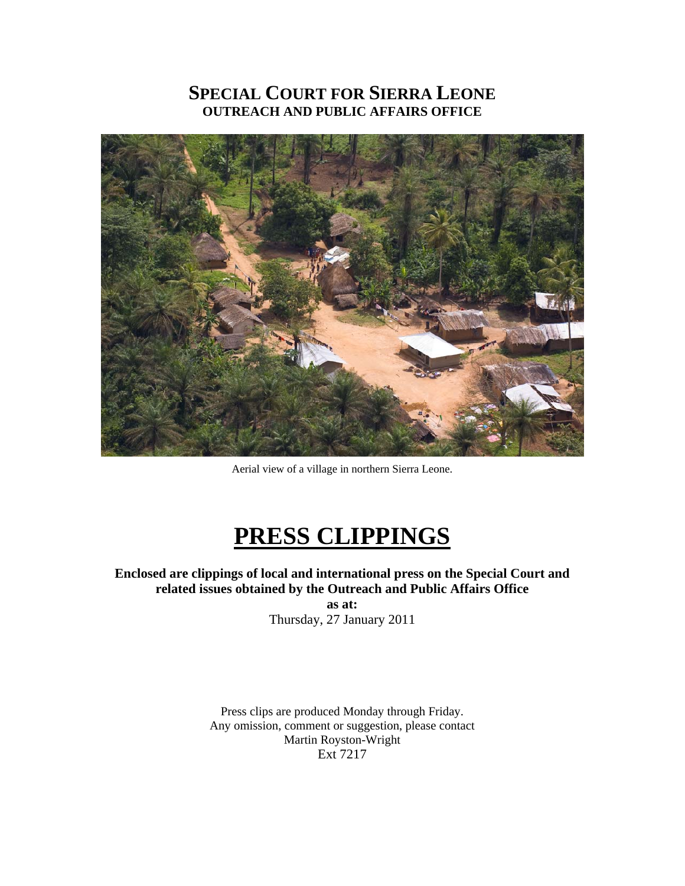# SPECIAL COURT FOR SIERRA LEONE
## OUTREACH AND PUBLIC AFFAIRS OFFICE

Aerial view of a village in northern Sierra Leone.

# PRESS CLIPPINGS

**Enclosed are clippings of local and international press on the Special Court and related issues obtained by the Outreach and Public Affairs Office**
**as at:**
Thursday, 27 January 2011

Press clips are produced Monday through Friday.
Any omission, comment or suggestion, please contact
Martin Royston-Wright
Ext 7217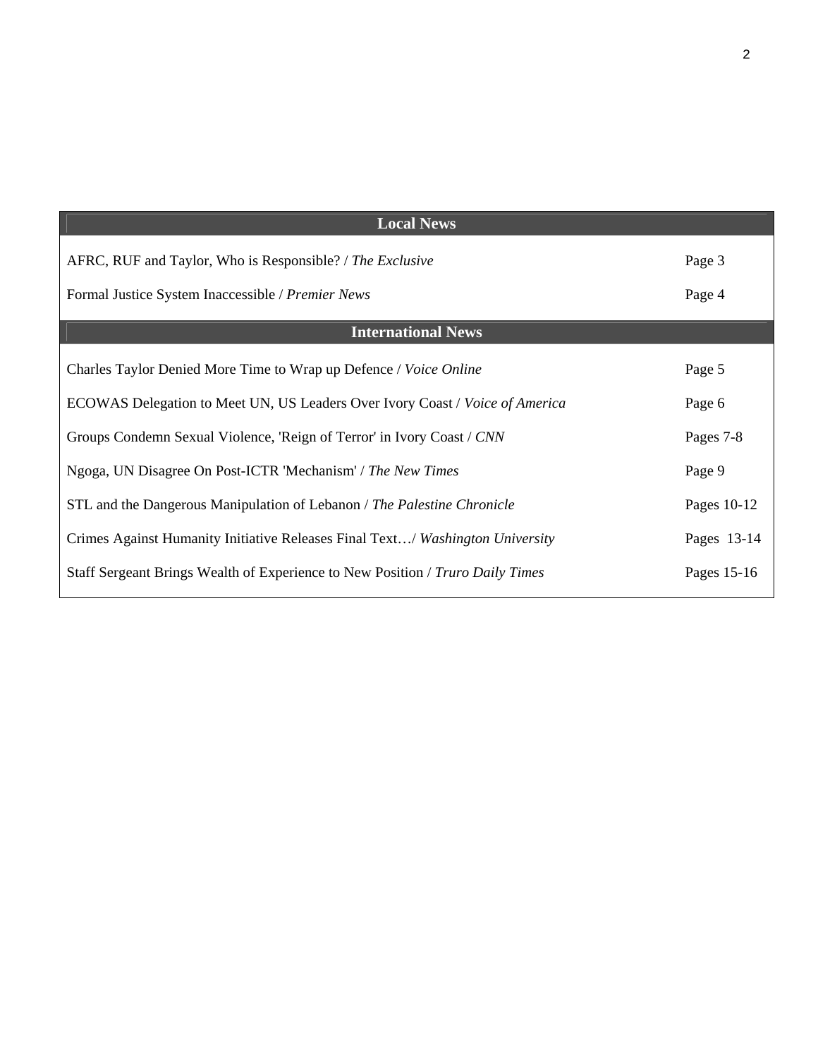| Local News | |
|---|---|
| AFRC, RUF and Taylor, Who is Responsible? / *The Exclusive* | Page 3 |
| Formal Justice System Inaccessible / *Premier News* | Page 4 |
| **International News** | |
| Charles Taylor Denied More Time to Wrap up Defence / *Voice Online* | Page 5 |
| ECOWAS Delegation to Meet UN, US Leaders Over Ivory Coast / *Voice of America* | Page 6 |
| Groups Condemn Sexual Violence, 'Reign of Terror' in Ivory Coast / *CNN* | Pages 7-8 |
| Ngoga, UN Disagree On Post-ICTR 'Mechanism' / *The New Times* | Page 9 |
| STL and the Dangerous Manipulation of Lebanon / *The Palestine Chronicle* | Pages 10-12 |
| Crimes Against Humanity Initiative Releases Final Text…/ *Washington University* | Pages 13-14 |
| Staff Sergeant Brings Wealth of Experience to New Position / *Truro Daily Times* | Pages 15-16 |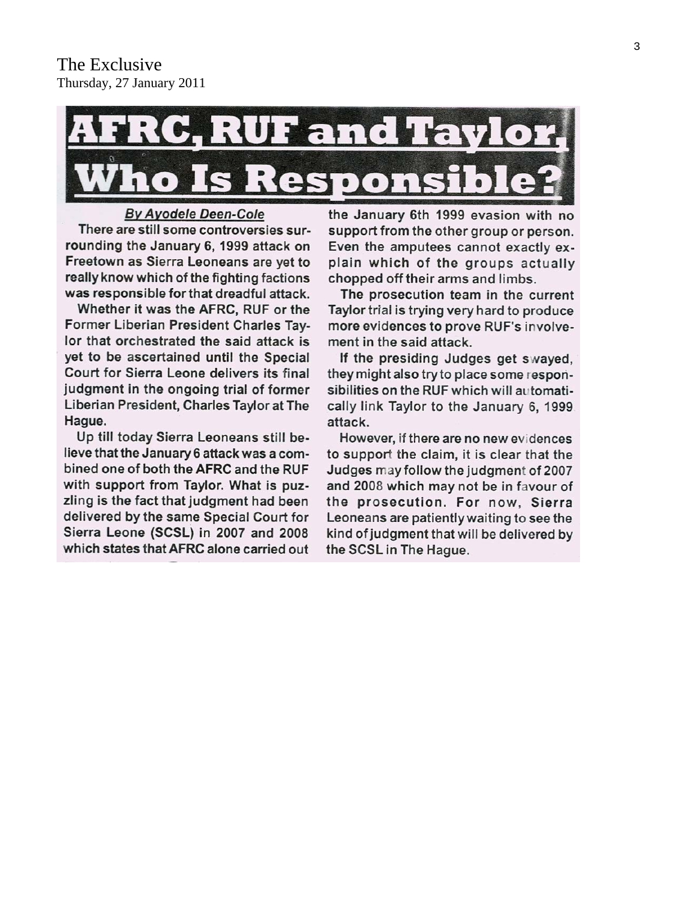The Exclusive
Thursday, 27 January 2011

# AFRC, RUF and Taylor, Who Is Responsible?

*By Ayodele Deen-Cole*

There are still some controversies surrounding the January 6, 1999 attack on Freetown as Sierra Leoneans are yet to really know which of the fighting factions was responsible for that dreadful attack.

Whether it was the AFRC, RUF or the Former Liberian President Charles Taylor that orchestrated the said attack is yet to be ascertained until the Special Court for Sierra Leone delivers its final judgment in the ongoing trial of former Liberian President, Charles Taylor at The Hague.

Up till today Sierra Leoneans still believe that the January 6 attack was a combined one of both the AFRC and the RUF with support from Taylor. What is puzzling is the fact that judgment had been delivered by the same Special Court for Sierra Leone (SCSL) in 2007 and 2008 which states that AFRC alone carried out the January 6th 1999 evasion with no support from the other group or person. Even the amputees cannot exactly explain which of the groups actually chopped off their arms and limbs.

The prosecution team in the current Taylor trial is trying very hard to produce more evidences to prove RUF's involvement in the said attack.

If the presiding Judges get swayed, they might also try to place some responsibilities on the RUF which will automatically link Taylor to the January 6, 1999 attack.

However, if there are no new evidences to support the claim, it is clear that the Judges may follow the judgment of 2007 and 2008 which may not be in favour of the prosecution. For now, Sierra Leoneans are patiently waiting to see the kind of judgment that will be delivered by the SCSL in The Hague.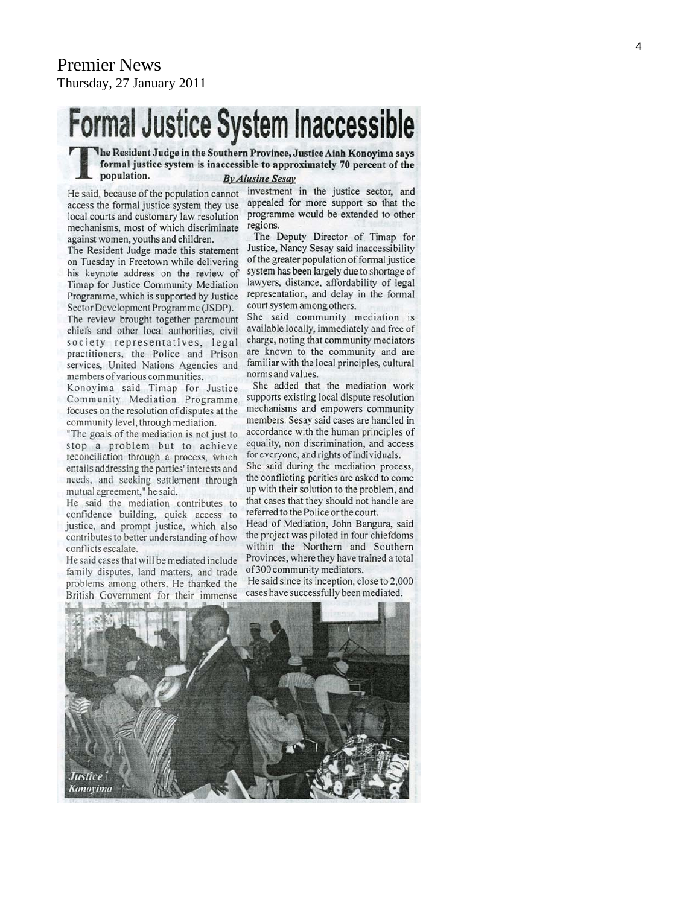Premier News
Thursday, 27 January 2011

# Formal Justice System Inaccessible

**The Resident Judge in the Southern Province, Justice Aiah Konoyima says formal justice system is inaccessible to approximately 70 percent of the population.**

*By Alusine Sesay*

He said, because of the population cannot access the formal justice system they use local courts and customary law resolution mechanisms, most of which discriminate against women, youths and children.

The Resident Judge made this statement on Tuesday in Freetown while delivering his keynote address on the review of Timap for Justice Community Mediation Programme, which is supported by Justice Sector Development Programme (JSDP).

The review brought together paramount chiefs and other local authorities, civil society representatives, legal practitioners, the Police and Prison services, United Nations Agencies and members of various communities.

Konoyima said Timap for Justice Community Mediation Programme focuses on the resolution of disputes at the community level, through mediation.

"The goals of the mediation is not just to stop a problem but to achieve reconciliation through a process, which entails addressing the parties' interests and needs, and seeking settlement through mutual agreement," he said.

He said the mediation contributes to confidence building, quick access to justice, and prompt justice, which also contributes to better understanding of how conflicts escalate.

He said cases that will be mediated include family disputes, land matters, and trade problems among others. He thanked the British Government for their immense investment in the justice sector, and appealed for more support so that the programme would be extended to other regions.

The Deputy Director of Timap for Justice, Nancy Sesay said inaccessibility of the greater population of formal justice system has been largely due to shortage of lawyers, distance, affordability of legal representation, and delay in the formal court system among others.

She said community mediation is available locally, immediately and free of charge, noting that community mediators are known to the community and are familiar with the local principles, cultural norms and values.

She added that the mediation work supports existing local dispute resolution mechanisms and empowers community members. Sesay said cases are handled in accordance with the human principles of equality, non discrimination, and access for everyone, and rights of individuals.

She said during the mediation process, the conflicting parities are asked to come up with their solution to the problem, and that cases that they should not handle are referred to the Police or the court.

Head of Mediation, John Bangura, said the project was piloted in four chiefdoms within the Northern and Southern Provinces, where they have trained a total of 300 community mediators.

He said since its inception, close to 2,000 cases have successfully been mediated.

*Justice Konoyima*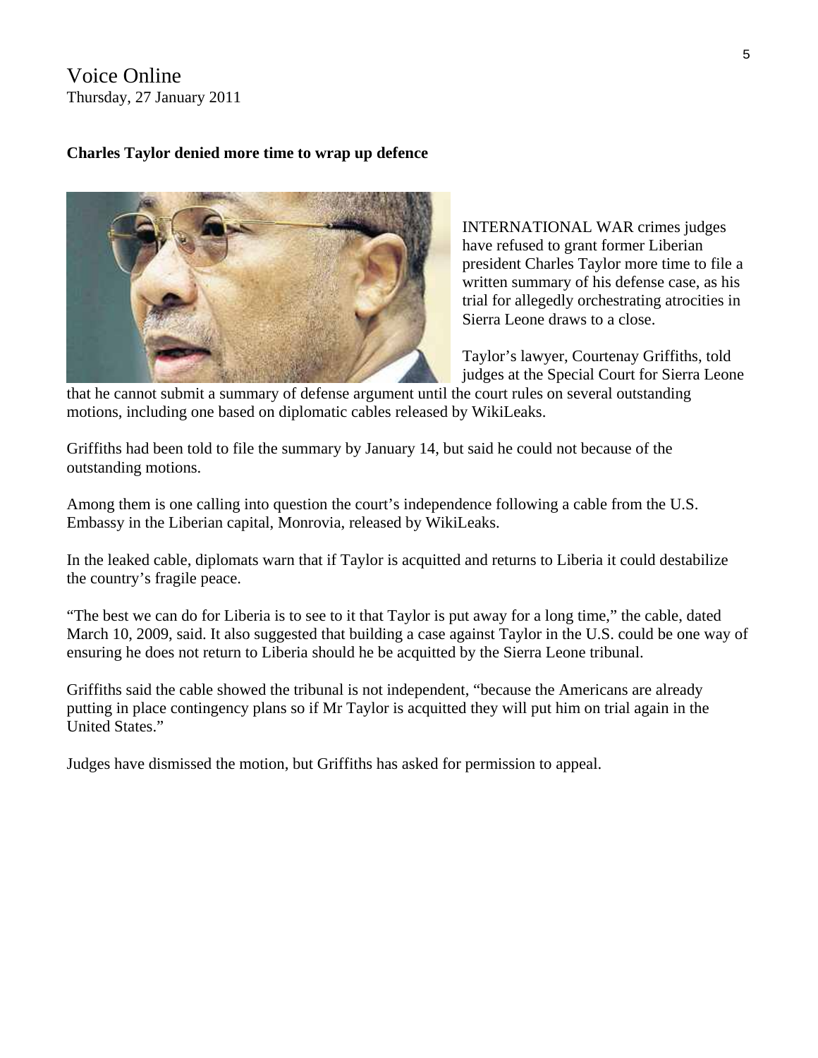Voice Online
Thursday, 27 January 2011

**Charles Taylor denied more time to wrap up defence**

INTERNATIONAL WAR crimes judges have refused to grant former Liberian president Charles Taylor more time to file a written summary of his defense case, as his trial for allegedly orchestrating atrocities in Sierra Leone draws to a close.

Taylor's lawyer, Courtenay Griffiths, told judges at the Special Court for Sierra Leone that he cannot submit a summary of defense argument until the court rules on several outstanding motions, including one based on diplomatic cables released by WikiLeaks.

Griffiths had been told to file the summary by January 14, but said he could not because of the outstanding motions.

Among them is one calling into question the court's independence following a cable from the U.S. Embassy in the Liberian capital, Monrovia, released by WikiLeaks.

In the leaked cable, diplomats warn that if Taylor is acquitted and returns to Liberia it could destabilize the country's fragile peace.

"The best we can do for Liberia is to see to it that Taylor is put away for a long time," the cable, dated March 10, 2009, said. It also suggested that building a case against Taylor in the U.S. could be one way of ensuring he does not return to Liberia should he be acquitted by the Sierra Leone tribunal.

Griffiths said the cable showed the tribunal is not independent, "because the Americans are already putting in place contingency plans so if Mr Taylor is acquitted they will put him on trial again in the United States."

Judges have dismissed the motion, but Griffiths has asked for permission to appeal.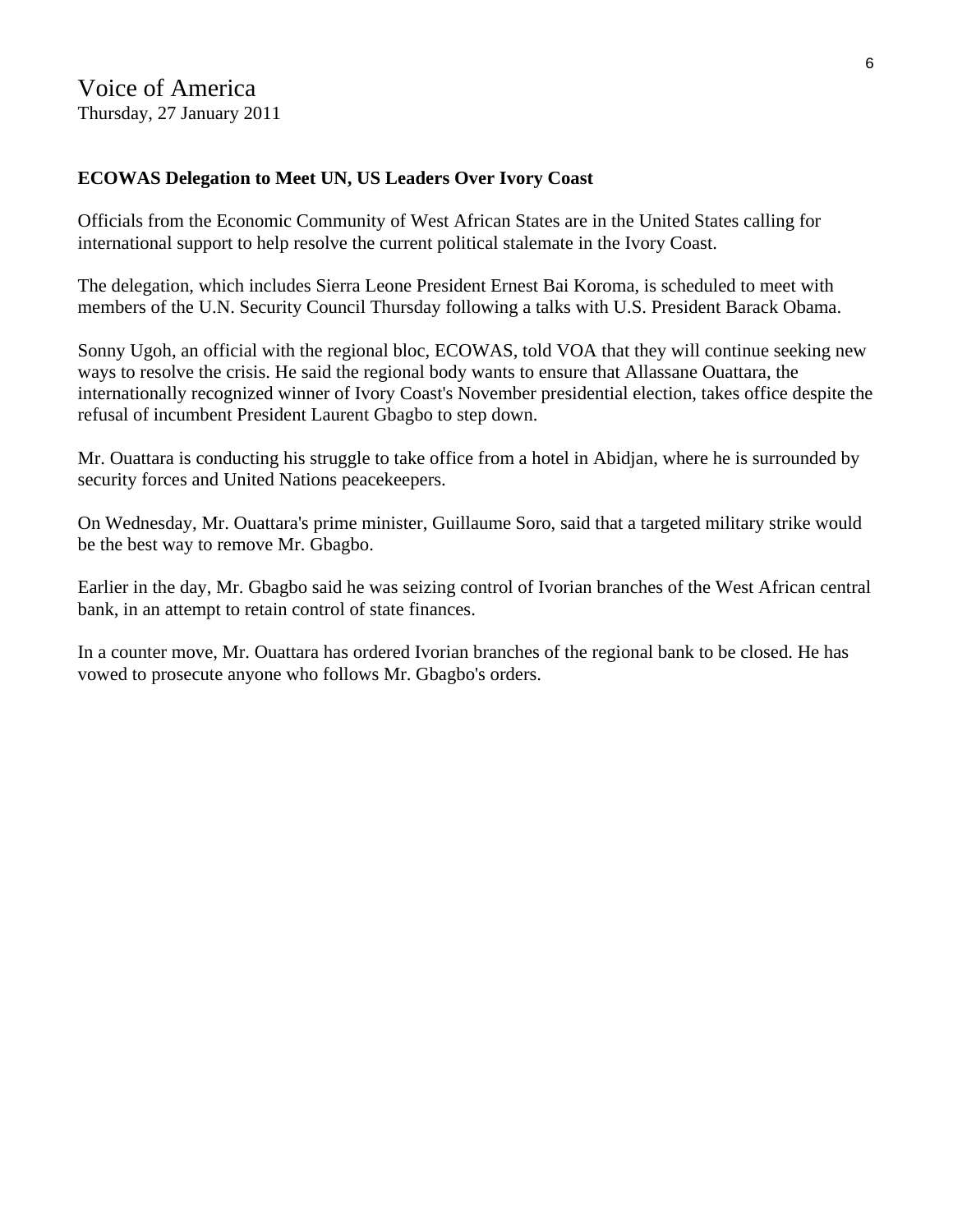Voice of America
Thursday, 27 January 2011

**ECOWAS Delegation to Meet UN, US Leaders Over Ivory Coast**

Officials from the Economic Community of West African States are in the United States calling for international support to help resolve the current political stalemate in the Ivory Coast.

The delegation, which includes Sierra Leone President Ernest Bai Koroma, is scheduled to meet with members of the U.N. Security Council Thursday following a talks with U.S. President Barack Obama.

Sonny Ugoh, an official with the regional bloc, ECOWAS, told VOA that they will continue seeking new ways to resolve the crisis. He said the regional body wants to ensure that Allassane Ouattara, the internationally recognized winner of Ivory Coast's November presidential election, takes office despite the refusal of incumbent President Laurent Gbagbo to step down.

Mr. Ouattara is conducting his struggle to take office from a hotel in Abidjan, where he is surrounded by security forces and United Nations peacekeepers.

On Wednesday, Mr. Ouattara's prime minister, Guillaume Soro, said that a targeted military strike would be the best way to remove Mr. Gbagbo.

Earlier in the day, Mr. Gbagbo said he was seizing control of Ivorian branches of the West African central bank, in an attempt to retain control of state finances.

In a counter move, Mr. Ouattara has ordered Ivorian branches of the regional bank to be closed. He has vowed to prosecute anyone who follows Mr. Gbagbo's orders.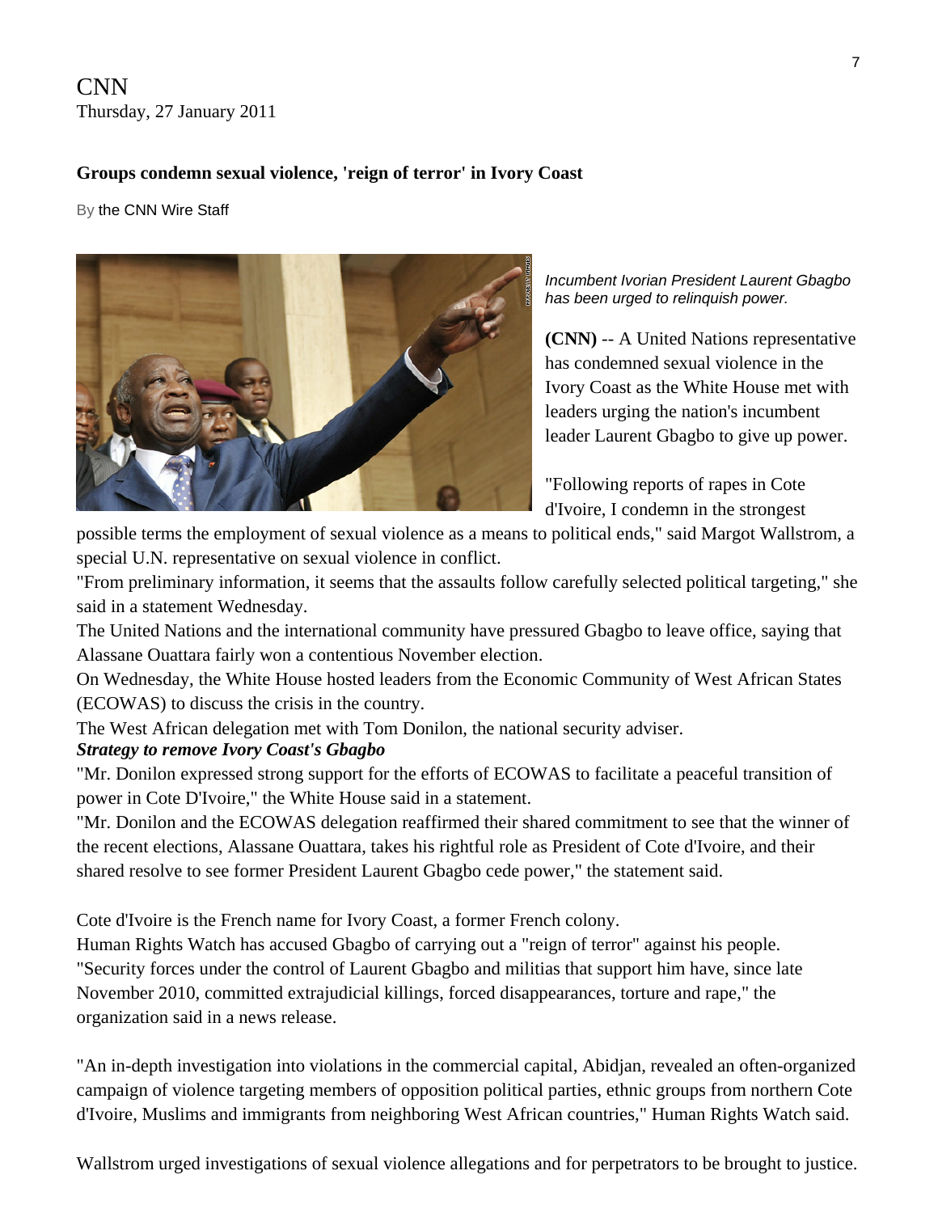CNN
Thursday, 27 January 2011

**Groups condemn sexual violence, 'reign of terror' in Ivory Coast**

By the CNN Wire Staff

*Incumbent Ivorian President Laurent Gbagbo has been urged to relinquish power.*

**(CNN)** -- A United Nations representative has condemned sexual violence in the Ivory Coast as the White House met with leaders urging the nation's incumbent leader Laurent Gbagbo to give up power.

"Following reports of rapes in Cote d'Ivoire, I condemn in the strongest possible terms the employment of sexual violence as a means to political ends," said Margot Wallstrom, a special U.N. representative on sexual violence in conflict.

"From preliminary information, it seems that the assaults follow carefully selected political targeting," she said in a statement Wednesday.

The United Nations and the international community have pressured Gbagbo to leave office, saying that Alassane Ouattara fairly won a contentious November election.

On Wednesday, the White House hosted leaders from the Economic Community of West African States (ECOWAS) to discuss the crisis in the country.

The West African delegation met with Tom Donilon, the national security adviser.

***Strategy to remove Ivory Coast's Gbagbo***

"Mr. Donilon expressed strong support for the efforts of ECOWAS to facilitate a peaceful transition of power in Cote D'Ivoire," the White House said in a statement.

"Mr. Donilon and the ECOWAS delegation reaffirmed their shared commitment to see that the winner of the recent elections, Alassane Ouattara, takes his rightful role as President of Cote d'Ivoire, and their shared resolve to see former President Laurent Gbagbo cede power," the statement said.

Cote d'Ivoire is the French name for Ivory Coast, a former French colony.

Human Rights Watch has accused Gbagbo of carrying out a "reign of terror" against his people.

"Security forces under the control of Laurent Gbagbo and militias that support him have, since late November 2010, committed extrajudicial killings, forced disappearances, torture and rape," the organization said in a news release.

"An in-depth investigation into violations in the commercial capital, Abidjan, revealed an often-organized campaign of violence targeting members of opposition political parties, ethnic groups from northern Cote d'Ivoire, Muslims and immigrants from neighboring West African countries," Human Rights Watch said.

Wallstrom urged investigations of sexual violence allegations and for perpetrators to be brought to justice.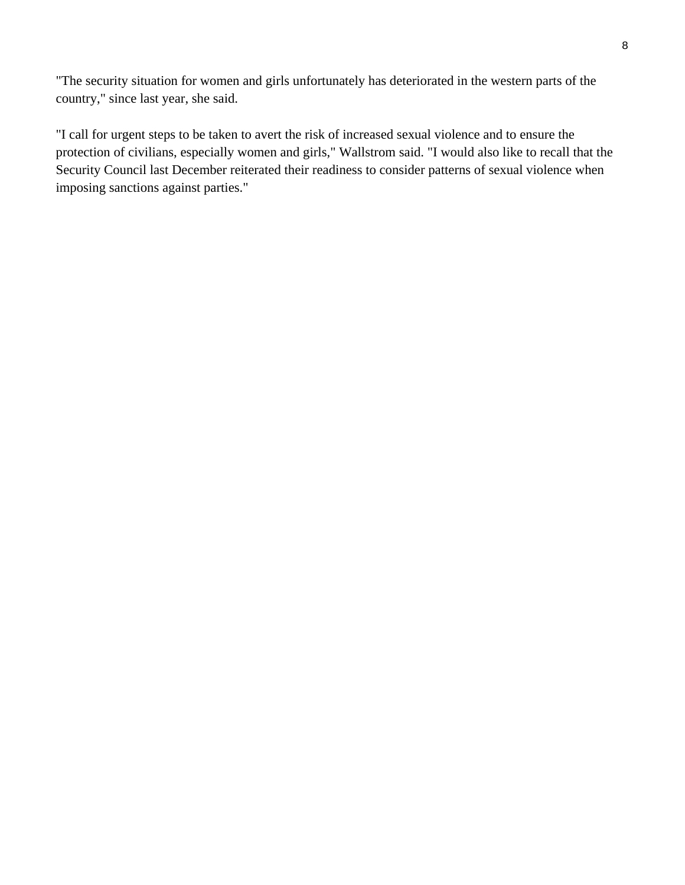"The security situation for women and girls unfortunately has deteriorated in the western parts of the country," since last year, she said.

"I call for urgent steps to be taken to avert the risk of increased sexual violence and to ensure the protection of civilians, especially women and girls," Wallstrom said. "I would also like to recall that the Security Council last December reiterated their readiness to consider patterns of sexual violence when imposing sanctions against parties."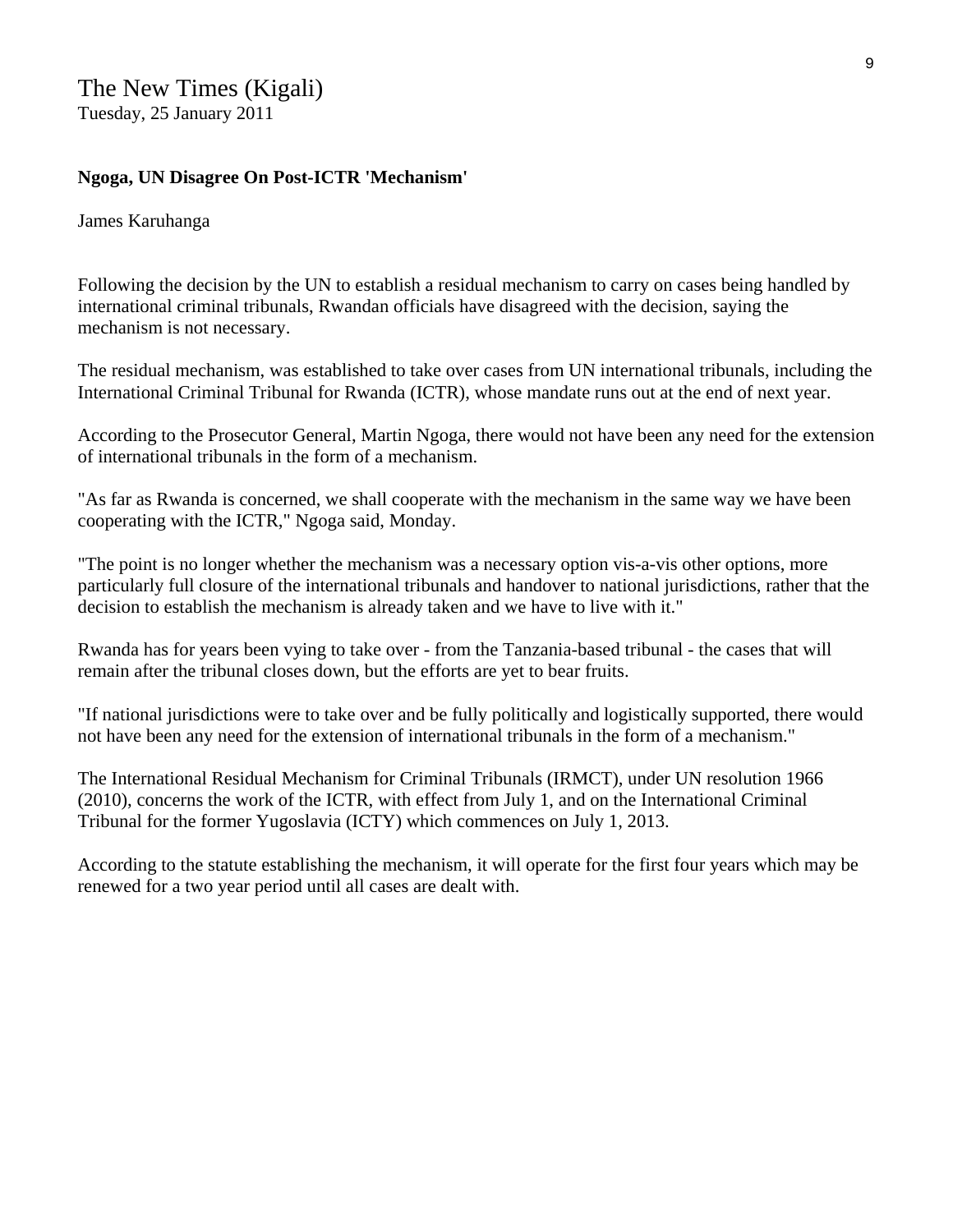The New Times (Kigali)
Tuesday, 25 January 2011

**Ngoga, UN Disagree On Post-ICTR 'Mechanism'**

James Karuhanga

Following the decision by the UN to establish a residual mechanism to carry on cases being handled by international criminal tribunals, Rwandan officials have disagreed with the decision, saying the mechanism is not necessary.

The residual mechanism, was established to take over cases from UN international tribunals, including the International Criminal Tribunal for Rwanda (ICTR), whose mandate runs out at the end of next year.

According to the Prosecutor General, Martin Ngoga, there would not have been any need for the extension of international tribunals in the form of a mechanism.

"As far as Rwanda is concerned, we shall cooperate with the mechanism in the same way we have been cooperating with the ICTR," Ngoga said, Monday.

"The point is no longer whether the mechanism was a necessary option vis-a-vis other options, more particularly full closure of the international tribunals and handover to national jurisdictions, rather that the decision to establish the mechanism is already taken and we have to live with it."

Rwanda has for years been vying to take over - from the Tanzania-based tribunal - the cases that will remain after the tribunal closes down, but the efforts are yet to bear fruits.

"If national jurisdictions were to take over and be fully politically and logistically supported, there would not have been any need for the extension of international tribunals in the form of a mechanism."

The International Residual Mechanism for Criminal Tribunals (IRMCT), under UN resolution 1966 (2010), concerns the work of the ICTR, with effect from July 1, and on the International Criminal Tribunal for the former Yugoslavia (ICTY) which commences on July 1, 2013.

According to the statute establishing the mechanism, it will operate for the first four years which may be renewed for a two year period until all cases are dealt with.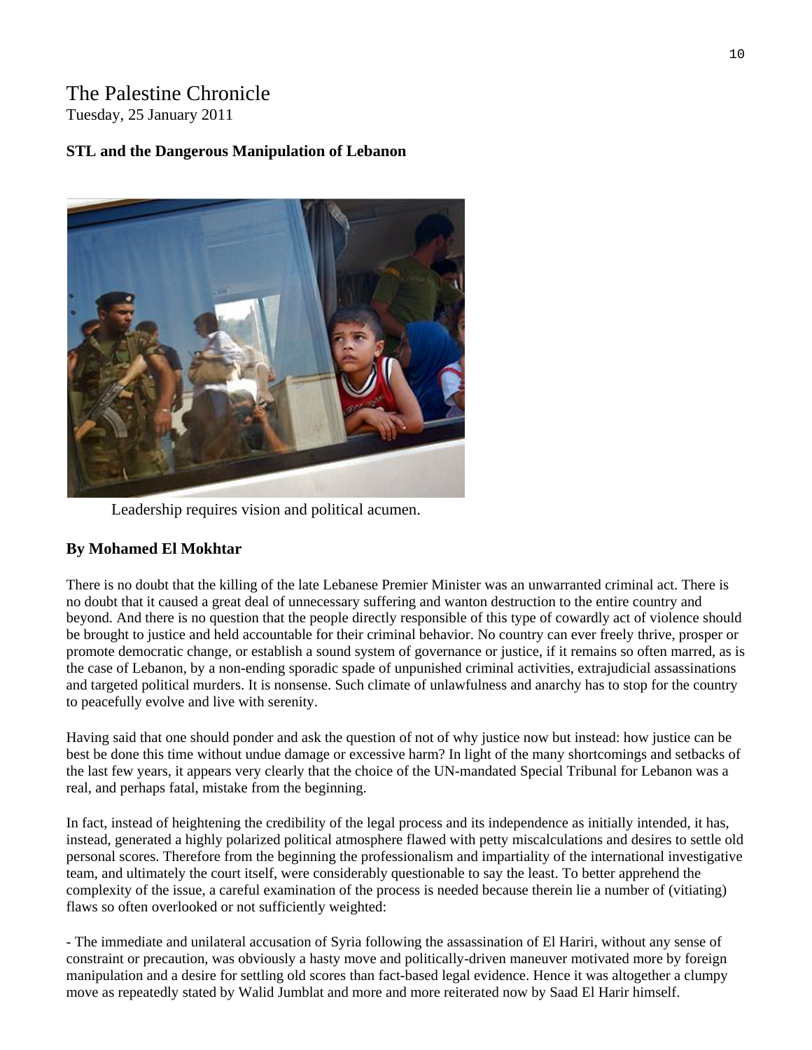The Palestine Chronicle
Tuesday, 25 January 2011

**STL and the Dangerous Manipulation of Lebanon**

Leadership requires vision and political acumen.

**By Mohamed El Mokhtar**

There is no doubt that the killing of the late Lebanese Premier Minister was an unwarranted criminal act. There is no doubt that it caused a great deal of unnecessary suffering and wanton destruction to the entire country and beyond. And there is no question that the people directly responsible of this type of cowardly act of violence should be brought to justice and held accountable for their criminal behavior. No country can ever freely thrive, prosper or promote democratic change, or establish a sound system of governance or justice, if it remains so often marred, as is the case of Lebanon, by a non-ending sporadic spade of unpunished criminal activities, extrajudicial assassinations and targeted political murders. It is nonsense. Such climate of unlawfulness and anarchy has to stop for the country to peacefully evolve and live with serenity.

Having said that one should ponder and ask the question of not of why justice now but instead: how justice can be best be done this time without undue damage or excessive harm? In light of the many shortcomings and setbacks of the last few years, it appears very clearly that the choice of the UN-mandated Special Tribunal for Lebanon was a real, and perhaps fatal, mistake from the beginning.

In fact, instead of heightening the credibility of the legal process and its independence as initially intended, it has, instead, generated a highly polarized political atmosphere flawed with petty miscalculations and desires to settle old personal scores. Therefore from the beginning the professionalism and impartiality of the international investigative team, and ultimately the court itself, were considerably questionable to say the least. To better apprehend the complexity of the issue, a careful examination of the process is needed because therein lie a number of (vitiating) flaws so often overlooked or not sufficiently weighted:

- The immediate and unilateral accusation of Syria following the assassination of El Hariri, without any sense of constraint or precaution, was obviously a hasty move and politically-driven maneuver motivated more by foreign manipulation and a desire for settling old scores than fact-based legal evidence. Hence it was altogether a clumpy move as repeatedly stated by Walid Jumblat and more and more reiterated now by Saad El Harir himself.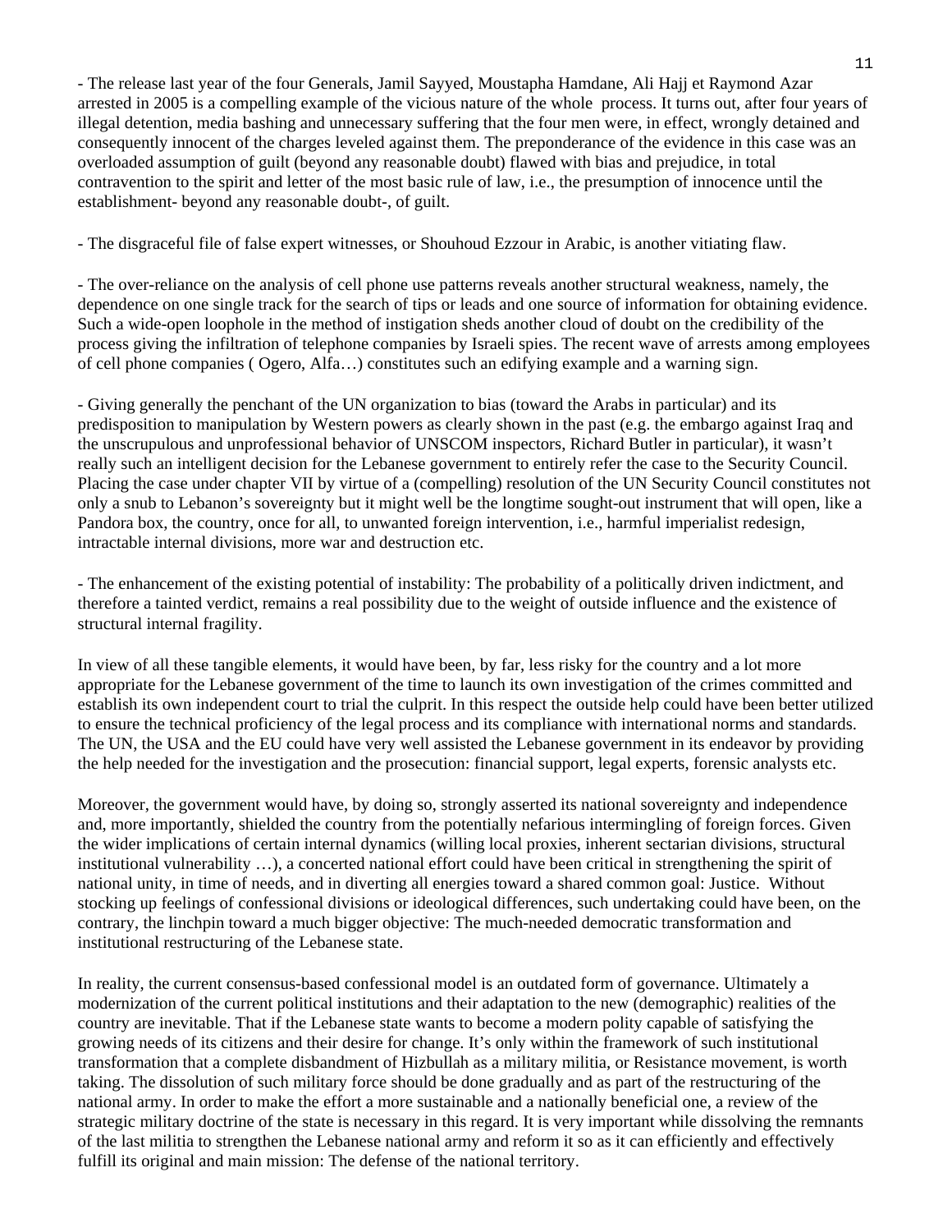- The release last year of the four Generals, Jamil Sayyed, Moustapha Hamdane, Ali Hajj et Raymond Azar arrested in 2005 is a compelling example of the vicious nature of the whole process. It turns out, after four years of illegal detention, media bashing and unnecessary suffering that the four men were, in effect, wrongly detained and consequently innocent of the charges leveled against them. The preponderance of the evidence in this case was an overloaded assumption of guilt (beyond any reasonable doubt) flawed with bias and prejudice, in total contravention to the spirit and letter of the most basic rule of law, i.e., the presumption of innocence until the establishment- beyond any reasonable doubt-, of guilt.

- The disgraceful file of false expert witnesses, or Shouhoud Ezzour in Arabic, is another vitiating flaw.

- The over-reliance on the analysis of cell phone use patterns reveals another structural weakness, namely, the dependence on one single track for the search of tips or leads and one source of information for obtaining evidence. Such a wide-open loophole in the method of instigation sheds another cloud of doubt on the credibility of the process giving the infiltration of telephone companies by Israeli spies. The recent wave of arrests among employees of cell phone companies ( Ogero, Alfa…) constitutes such an edifying example and a warning sign.

- Giving generally the penchant of the UN organization to bias (toward the Arabs in particular) and its predisposition to manipulation by Western powers as clearly shown in the past (e.g. the embargo against Iraq and the unscrupulous and unprofessional behavior of UNSCOM inspectors, Richard Butler in particular), it wasn't really such an intelligent decision for the Lebanese government to entirely refer the case to the Security Council. Placing the case under chapter VII by virtue of a (compelling) resolution of the UN Security Council constitutes not only a snub to Lebanon's sovereignty but it might well be the longtime sought-out instrument that will open, like a Pandora box, the country, once for all, to unwanted foreign intervention, i.e., harmful imperialist redesign, intractable internal divisions, more war and destruction etc.

- The enhancement of the existing potential of instability: The probability of a politically driven indictment, and therefore a tainted verdict, remains a real possibility due to the weight of outside influence and the existence of structural internal fragility.

In view of all these tangible elements, it would have been, by far, less risky for the country and a lot more appropriate for the Lebanese government of the time to launch its own investigation of the crimes committed and establish its own independent court to trial the culprit. In this respect the outside help could have been better utilized to ensure the technical proficiency of the legal process and its compliance with international norms and standards. The UN, the USA and the EU could have very well assisted the Lebanese government in its endeavor by providing the help needed for the investigation and the prosecution: financial support, legal experts, forensic analysts etc.

Moreover, the government would have, by doing so, strongly asserted its national sovereignty and independence and, more importantly, shielded the country from the potentially nefarious intermingling of foreign forces. Given the wider implications of certain internal dynamics (willing local proxies, inherent sectarian divisions, structural institutional vulnerability …), a concerted national effort could have been critical in strengthening the spirit of national unity, in time of needs, and in diverting all energies toward a shared common goal: Justice. Without stocking up feelings of confessional divisions or ideological differences, such undertaking could have been, on the contrary, the linchpin toward a much bigger objective: The much-needed democratic transformation and institutional restructuring of the Lebanese state.

In reality, the current consensus-based confessional model is an outdated form of governance. Ultimately a modernization of the current political institutions and their adaptation to the new (demographic) realities of the country are inevitable. That if the Lebanese state wants to become a modern polity capable of satisfying the growing needs of its citizens and their desire for change. It's only within the framework of such institutional transformation that a complete disbandment of Hizbullah as a military militia, or Resistance movement, is worth taking. The dissolution of such military force should be done gradually and as part of the restructuring of the national army. In order to make the effort a more sustainable and a nationally beneficial one, a review of the strategic military doctrine of the state is necessary in this regard. It is very important while dissolving the remnants of the last militia to strengthen the Lebanese national army and reform it so as it can efficiently and effectively fulfill its original and main mission: The defense of the national territory.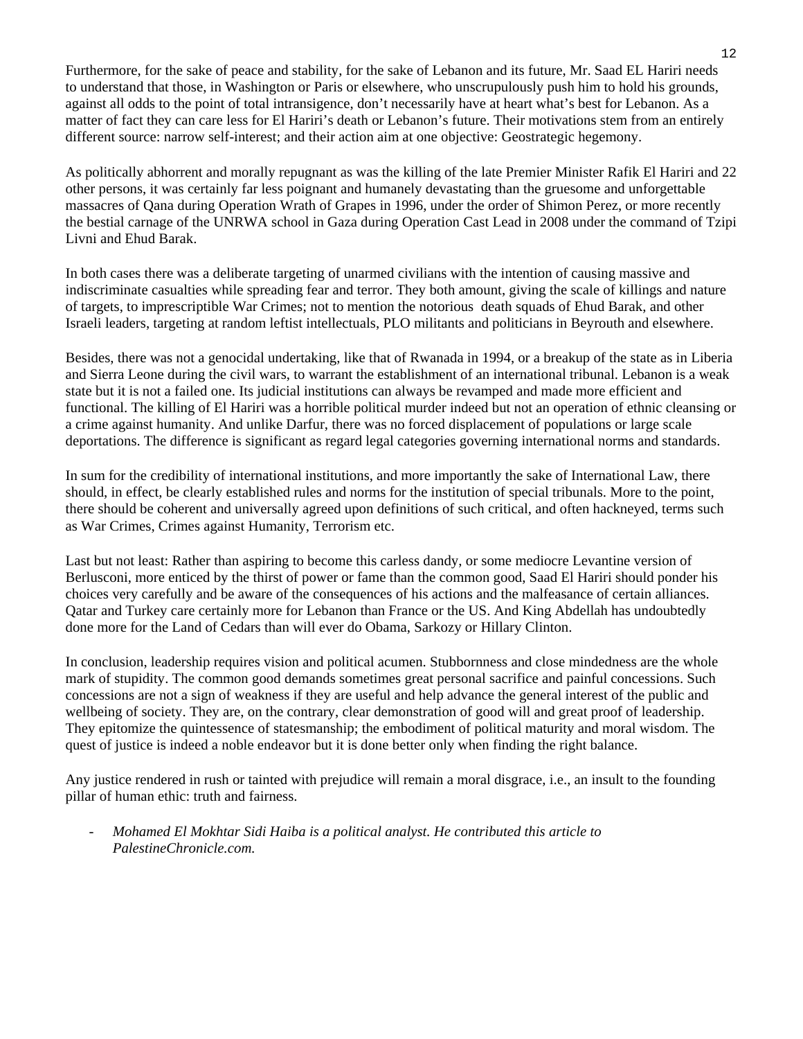Furthermore, for the sake of peace and stability, for the sake of Lebanon and its future, Mr. Saad EL Hariri needs to understand that those, in Washington or Paris or elsewhere, who unscrupulously push him to hold his grounds, against all odds to the point of total intransigence, don't necessarily have at heart what's best for Lebanon. As a matter of fact they can care less for El Hariri's death or Lebanon's future. Their motivations stem from an entirely different source: narrow self-interest; and their action aim at one objective: Geostrategic hegemony.

As politically abhorrent and morally repugnant as was the killing of the late Premier Minister Rafik El Hariri and 22 other persons, it was certainly far less poignant and humanely devastating than the gruesome and unforgettable massacres of Qana during Operation Wrath of Grapes in 1996, under the order of Shimon Perez, or more recently the bestial carnage of the UNRWA school in Gaza during Operation Cast Lead in 2008 under the command of Tzipi Livni and Ehud Barak.

In both cases there was a deliberate targeting of unarmed civilians with the intention of causing massive and indiscriminate casualties while spreading fear and terror. They both amount, giving the scale of killings and nature of targets, to imprescriptible War Crimes; not to mention the notorious death squads of Ehud Barak, and other Israeli leaders, targeting at random leftist intellectuals, PLO militants and politicians in Beyrouth and elsewhere.

Besides, there was not a genocidal undertaking, like that of Rwanada in 1994, or a breakup of the state as in Liberia and Sierra Leone during the civil wars, to warrant the establishment of an international tribunal. Lebanon is a weak state but it is not a failed one. Its judicial institutions can always be revamped and made more efficient and functional. The killing of El Hariri was a horrible political murder indeed but not an operation of ethnic cleansing or a crime against humanity. And unlike Darfur, there was no forced displacement of populations or large scale deportations. The difference is significant as regard legal categories governing international norms and standards.

In sum for the credibility of international institutions, and more importantly the sake of International Law, there should, in effect, be clearly established rules and norms for the institution of special tribunals. More to the point, there should be coherent and universally agreed upon definitions of such critical, and often hackneyed, terms such as War Crimes, Crimes against Humanity, Terrorism etc.

Last but not least: Rather than aspiring to become this carless dandy, or some mediocre Levantine version of Berlusconi, more enticed by the thirst of power or fame than the common good, Saad El Hariri should ponder his choices very carefully and be aware of the consequences of his actions and the malfeasance of certain alliances. Qatar and Turkey care certainly more for Lebanon than France or the US. And King Abdellah has undoubtedly done more for the Land of Cedars than will ever do Obama, Sarkozy or Hillary Clinton.

In conclusion, leadership requires vision and political acumen. Stubbornness and close mindedness are the whole mark of stupidity. The common good demands sometimes great personal sacrifice and painful concessions. Such concessions are not a sign of weakness if they are useful and help advance the general interest of the public and wellbeing of society. They are, on the contrary, clear demonstration of good will and great proof of leadership. They epitomize the quintessence of statesmanship; the embodiment of political maturity and moral wisdom. The quest of justice is indeed a noble endeavor but it is done better only when finding the right balance.

Any justice rendered in rush or tainted with prejudice will remain a moral disgrace, i.e., an insult to the founding pillar of human ethic: truth and fairness.

- *Mohamed El Mokhtar Sidi Haiba is a political analyst. He contributed this article to PalestineChronicle.com.*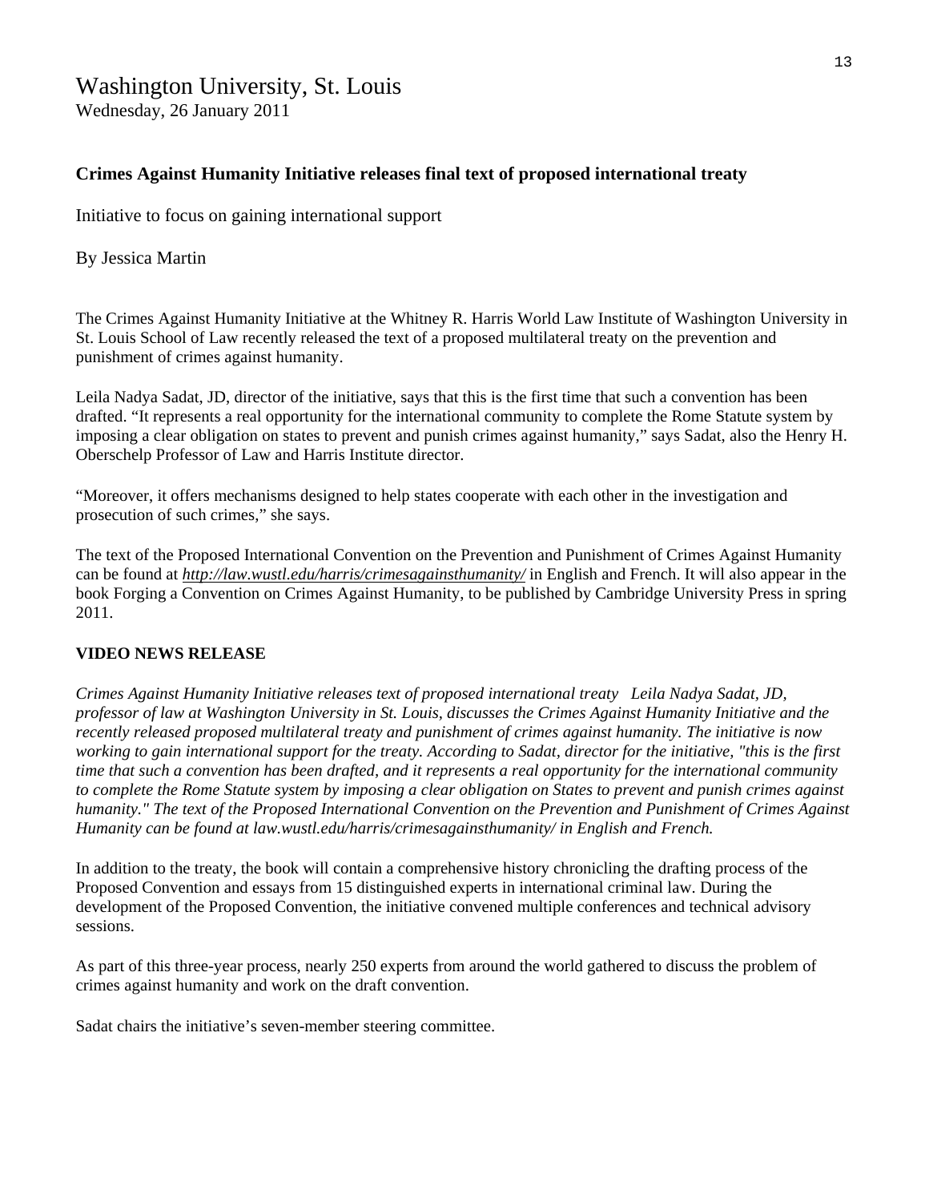# Washington University, St. Louis

Wednesday, 26 January 2011

**Crimes Against Humanity Initiative releases final text of proposed international treaty**

Initiative to focus on gaining international support

By Jessica Martin

The Crimes Against Humanity Initiative at the Whitney R. Harris World Law Institute of Washington University in St. Louis School of Law recently released the text of a proposed multilateral treaty on the prevention and punishment of crimes against humanity.

Leila Nadya Sadat, JD, director of the initiative, says that this is the first time that such a convention has been drafted. "It represents a real opportunity for the international community to complete the Rome Statute system by imposing a clear obligation on states to prevent and punish crimes against humanity," says Sadat, also the Henry H. Oberschelp Professor of Law and Harris Institute director.

"Moreover, it offers mechanisms designed to help states cooperate with each other in the investigation and prosecution of such crimes," she says.

The text of the Proposed International Convention on the Prevention and Punishment of Crimes Against Humanity can be found at ***http://law.wustl.edu/harris/crimesagainsthumanity/*** in English and French. It will also appear in the book Forging a Convention on Crimes Against Humanity, to be published by Cambridge University Press in spring 2011.

**VIDEO NEWS RELEASE**

*Crimes Against Humanity Initiative releases text of proposed international treaty Leila Nadya Sadat, JD, professor of law at Washington University in St. Louis, discusses the Crimes Against Humanity Initiative and the recently released proposed multilateral treaty and punishment of crimes against humanity. The initiative is now working to gain international support for the treaty. According to Sadat, director for the initiative, "this is the first time that such a convention has been drafted, and it represents a real opportunity for the international community to complete the Rome Statute system by imposing a clear obligation on States to prevent and punish crimes against humanity." The text of the Proposed International Convention on the Prevention and Punishment of Crimes Against Humanity can be found at law.wustl.edu/harris/crimesagainsthumanity/ in English and French.*

In addition to the treaty, the book will contain a comprehensive history chronicling the drafting process of the Proposed Convention and essays from 15 distinguished experts in international criminal law. During the development of the Proposed Convention, the initiative convened multiple conferences and technical advisory sessions.

As part of this three-year process, nearly 250 experts from around the world gathered to discuss the problem of crimes against humanity and work on the draft convention.

Sadat chairs the initiative's seven-member steering committee.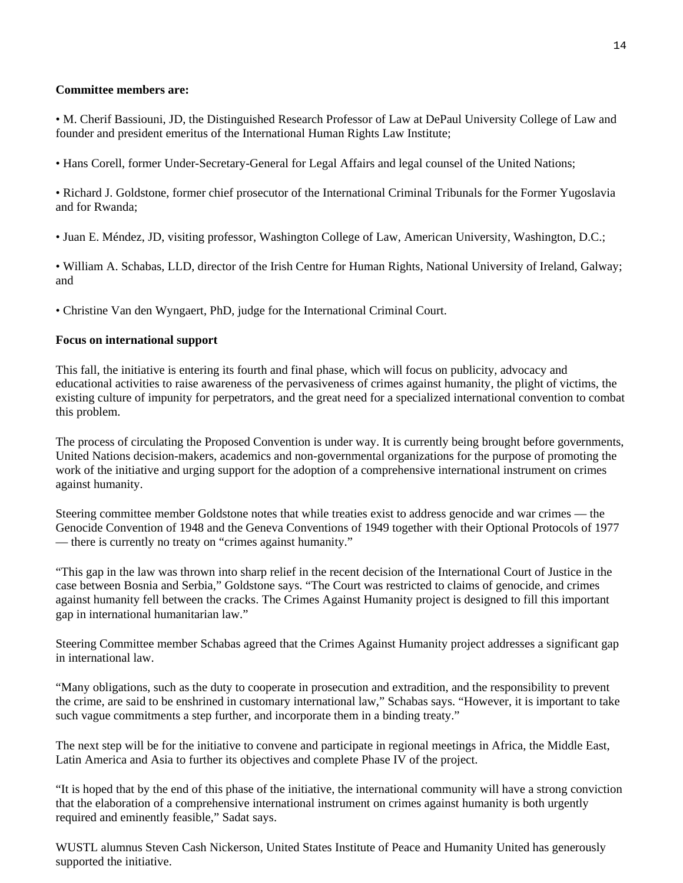**Committee members are:**

• M. Cherif Bassiouni, JD, the Distinguished Research Professor of Law at DePaul University College of Law and founder and president emeritus of the International Human Rights Law Institute;

• Hans Corell, former Under-Secretary-General for Legal Affairs and legal counsel of the United Nations;

• Richard J. Goldstone, former chief prosecutor of the International Criminal Tribunals for the Former Yugoslavia and for Rwanda;

• Juan E. Méndez, JD, visiting professor, Washington College of Law, American University, Washington, D.C.;

• William A. Schabas, LLD, director of the Irish Centre for Human Rights, National University of Ireland, Galway; and

• Christine Van den Wyngaert, PhD, judge for the International Criminal Court.

**Focus on international support**

This fall, the initiative is entering its fourth and final phase, which will focus on publicity, advocacy and educational activities to raise awareness of the pervasiveness of crimes against humanity, the plight of victims, the existing culture of impunity for perpetrators, and the great need for a specialized international convention to combat this problem.

The process of circulating the Proposed Convention is under way. It is currently being brought before governments, United Nations decision-makers, academics and non-governmental organizations for the purpose of promoting the work of the initiative and urging support for the adoption of a comprehensive international instrument on crimes against humanity.

Steering committee member Goldstone notes that while treaties exist to address genocide and war crimes — the Genocide Convention of 1948 and the Geneva Conventions of 1949 together with their Optional Protocols of 1977 — there is currently no treaty on "crimes against humanity."

"This gap in the law was thrown into sharp relief in the recent decision of the International Court of Justice in the case between Bosnia and Serbia," Goldstone says. "The Court was restricted to claims of genocide, and crimes against humanity fell between the cracks. The Crimes Against Humanity project is designed to fill this important gap in international humanitarian law."

Steering Committee member Schabas agreed that the Crimes Against Humanity project addresses a significant gap in international law.

"Many obligations, such as the duty to cooperate in prosecution and extradition, and the responsibility to prevent the crime, are said to be enshrined in customary international law," Schabas says. "However, it is important to take such vague commitments a step further, and incorporate them in a binding treaty."

The next step will be for the initiative to convene and participate in regional meetings in Africa, the Middle East, Latin America and Asia to further its objectives and complete Phase IV of the project.

"It is hoped that by the end of this phase of the initiative, the international community will have a strong conviction that the elaboration of a comprehensive international instrument on crimes against humanity is both urgently required and eminently feasible," Sadat says.

WUSTL alumnus Steven Cash Nickerson, United States Institute of Peace and Humanity United has generously supported the initiative.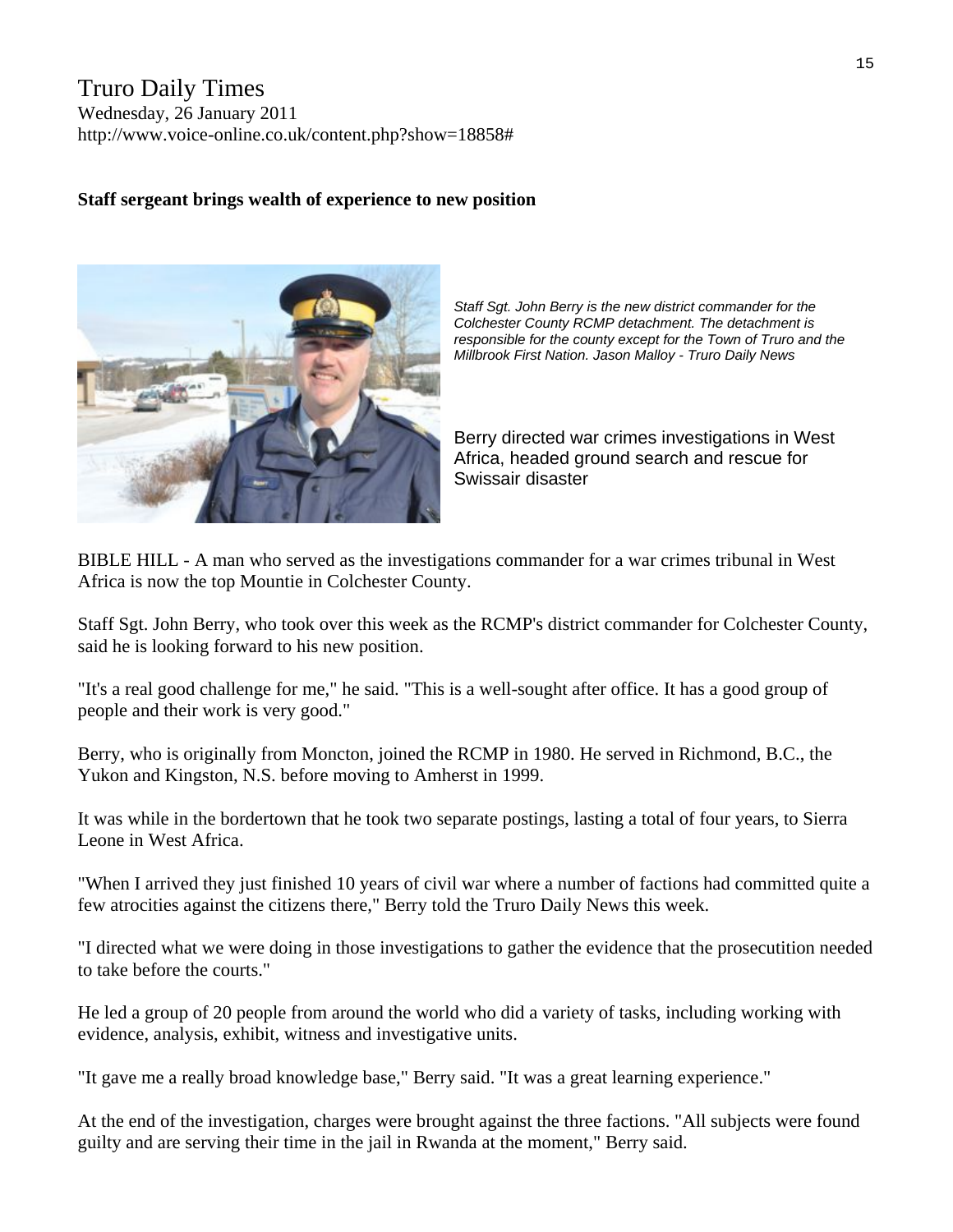Truro Daily Times
Wednesday, 26 January 2011
http://www.voice-online.co.uk/content.php?show=18858#

**Staff sergeant brings wealth of experience to new position**

*Staff Sgt. John Berry is the new district commander for the Colchester County RCMP detachment. The detachment is responsible for the county except for the Town of Truro and the Millbrook First Nation. Jason Malloy - Truro Daily News*

Berry directed war crimes investigations in West Africa, headed ground search and rescue for Swissair disaster

BIBLE HILL - A man who served as the investigations commander for a war crimes tribunal in West Africa is now the top Mountie in Colchester County.

Staff Sgt. John Berry, who took over this week as the RCMP's district commander for Colchester County, said he is looking forward to his new position.

"It's a real good challenge for me," he said. "This is a well-sought after office. It has a good group of people and their work is very good."

Berry, who is originally from Moncton, joined the RCMP in 1980. He served in Richmond, B.C., the Yukon and Kingston, N.S. before moving to Amherst in 1999.

It was while in the bordertown that he took two separate postings, lasting a total of four years, to Sierra Leone in West Africa.

"When I arrived they just finished 10 years of civil war where a number of factions had committed quite a few atrocities against the citizens there," Berry told the Truro Daily News this week.

"I directed what we were doing in those investigations to gather the evidence that the prosecutition needed to take before the courts."

He led a group of 20 people from around the world who did a variety of tasks, including working with evidence, analysis, exhibit, witness and investigative units.

"It gave me a really broad knowledge base," Berry said. "It was a great learning experience."

At the end of the investigation, charges were brought against the three factions. "All subjects were found guilty and are serving their time in the jail in Rwanda at the moment," Berry said.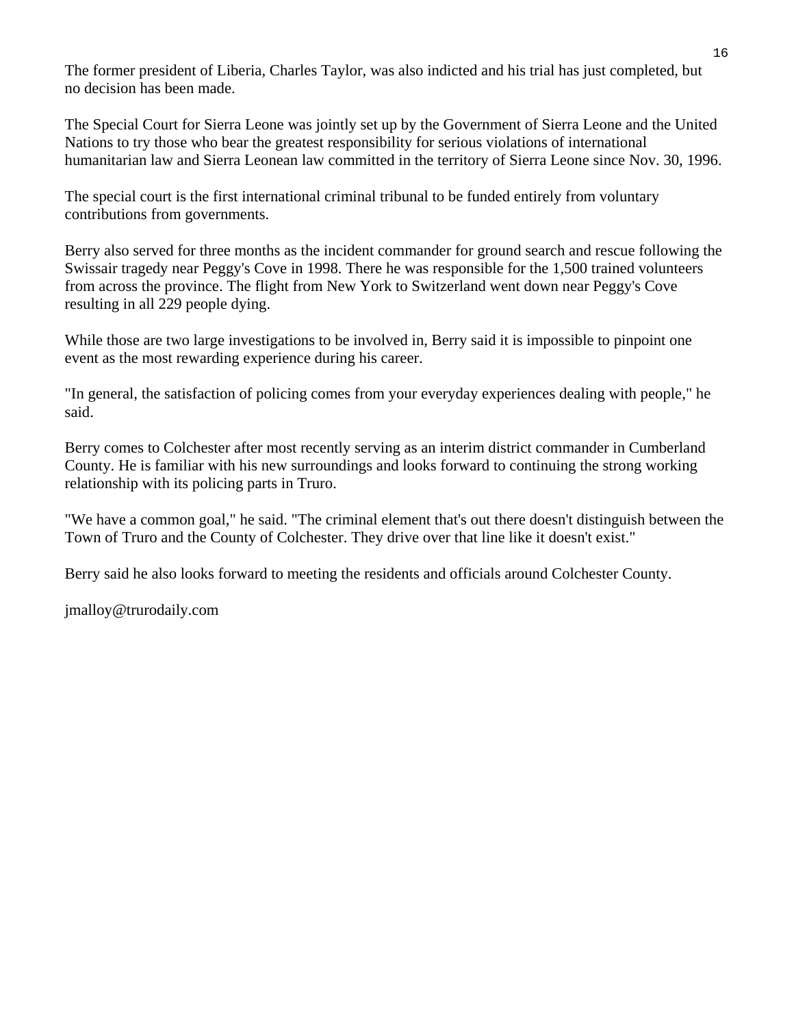The former president of Liberia, Charles Taylor, was also indicted and his trial has just completed, but no decision has been made.

The Special Court for Sierra Leone was jointly set up by the Government of Sierra Leone and the United Nations to try those who bear the greatest responsibility for serious violations of international humanitarian law and Sierra Leonean law committed in the territory of Sierra Leone since Nov. 30, 1996.

The special court is the first international criminal tribunal to be funded entirely from voluntary contributions from governments.

Berry also served for three months as the incident commander for ground search and rescue following the Swissair tragedy near Peggy's Cove in 1998. There he was responsible for the 1,500 trained volunteers from across the province. The flight from New York to Switzerland went down near Peggy's Cove resulting in all 229 people dying.

While those are two large investigations to be involved in, Berry said it is impossible to pinpoint one event as the most rewarding experience during his career.

"In general, the satisfaction of policing comes from your everyday experiences dealing with people," he said.

Berry comes to Colchester after most recently serving as an interim district commander in Cumberland County. He is familiar with his new surroundings and looks forward to continuing the strong working relationship with its policing parts in Truro.

"We have a common goal," he said. "The criminal element that's out there doesn't distinguish between the Town of Truro and the County of Colchester. They drive over that line like it doesn't exist."

Berry said he also looks forward to meeting the residents and officials around Colchester County.

jmalloy@trurodaily.com